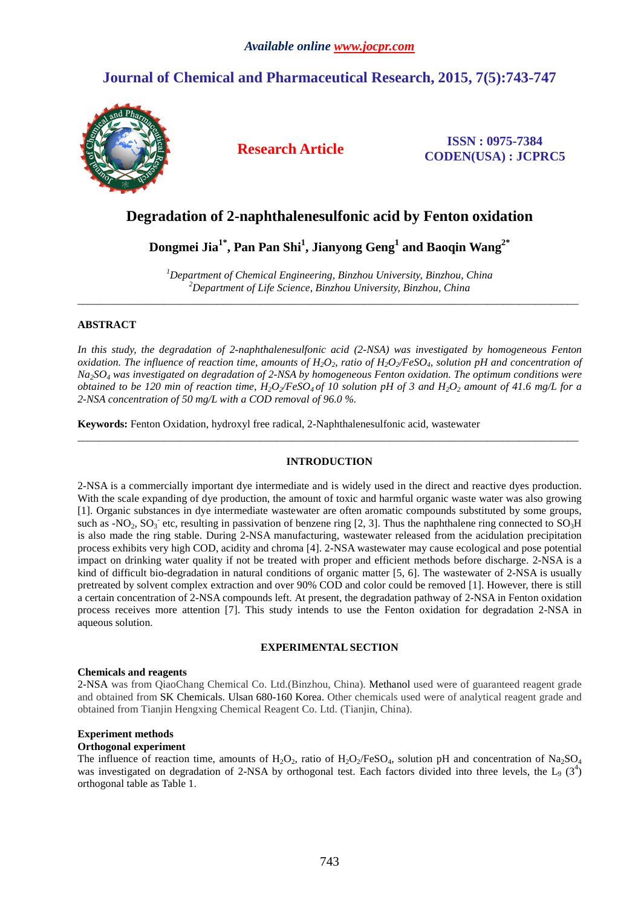# Degradation of 2-naphthalenesulfonic acid by Fenton oxidation

**Dongmei Jia[1*], Pan Pan Shi[1], Jianyong Geng[1] and Baoqin Wang[2*]**

*[1]Department of Chemical Engineering, Binzhou University, Binzhou, China*
*[2]Department of Life Science, Binzhou University, Binzhou, China*

---

## ABSTRACT

*In this study, the degradation of 2-naphthalenesulfonic acid (2-NSA) was investigated by homogeneous Fenton oxidation. The influence of reaction time, amounts of $H_2O_2$, ratio of $H_2O_2/FeSO_4$, solution pH and concentration of $Na_2SO_4$ was investigated on degradation of 2-NSA by homogeneous Fenton oxidation. The optimum conditions were obtained to be 120 min of reaction time, $H_2O_2/FeSO_4$ of 10 solution pH of 3 and $H_2O_2$ amount of 41.6 mg/L for a 2-NSA concentration of 50 mg/L with a COD removal of 96.0 %.*

**Keywords:** Fenton Oxidation, hydroxyl free radical, 2-Naphthalenesulfonic acid, wastewater

---

## INTRODUCTION

2-NSA is a commercially important dye intermediate and is widely used in the direct and reactive dyes production. With the scale expanding of dye production, the amount of toxic and harmful organic waste water was also growing [1]. Organic substances in dye intermediate wastewater are often aromatic compounds substituted by some groups, such as $-NO_2$, $SO_3^-$ etc, resulting in passivation of benzene ring [2, 3]. Thus the naphthalene ring connected to $SO_3H$ is also made the ring stable. During 2-NSA manufacturing, wastewater released from the acidulation precipitation process exhibits very high COD, acidity and chroma [4]. 2-NSA wastewater may cause ecological and pose potential impact on drinking water quality if not be treated with proper and efficient methods before discharge. 2-NSA is a kind of difficult bio-degradation in natural conditions of organic matter [5, 6]. The wastewater of 2-NSA is usually pretreated by solvent complex extraction and over 90% COD and color could be removed [1]. However, there is still a certain concentration of 2-NSA compounds left. At present, the degradation pathway of 2-NSA in Fenton oxidation process receives more attention [7]. This study intends to use the Fenton oxidation for degradation 2-NSA in aqueous solution.

## EXPERIMENTAL SECTION

### Chemicals and reagents

2-NSA was from QiaoChang Chemical Co. Ltd.(Binzhou, China). Methanol used were of guaranteed reagent grade and obtained from SK Chemicals. Ulsan 680-160 Korea. Other chemicals used were of analytical reagent grade and obtained from Tianjin Hengxing Chemical Reagent Co. Ltd. (Tianjin, China).

### Experiment methods

#### Orthogonal experiment

The influence of reaction time, amounts of $H_2O_2$, ratio of $H_2O_2/FeSO_4$, solution pH and concentration of $Na_2SO_4$ was investigated on degradation of 2-NSA by orthogonal test. Each factors divided into three levels, the $L_9$ $(3^4)$ orthogonal table as Table 1.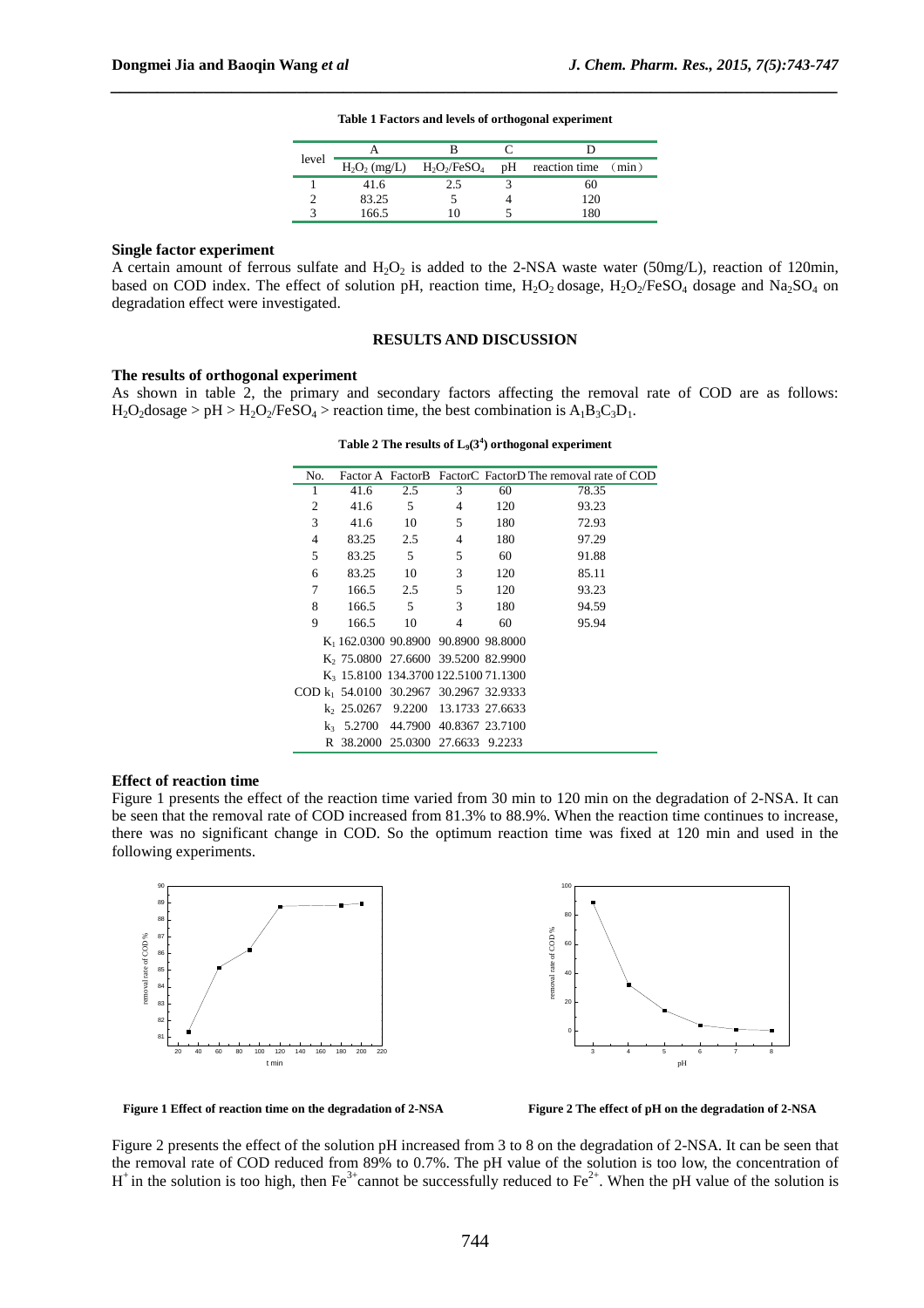**Table 1 Factors and levels of orthogonal experiment**

| level | A | B | C | D |
|---|---|---|---|---|
| | $H_2O_2$ (mg/L) | $H_2O_2/FeSO_4$ | pH | reaction time （min） |
| 1 | 41.6 | 2.5 | 3 | 60 |
| 2 | 83.25 | 5 | 4 | 120 |
| 3 | 166.5 | 10 | 5 | 180 |

### Single factor experiment

A certain amount of ferrous sulfate and $H_2O_2$ is added to the 2-NSA waste water (50mg/L), reaction of 120min, based on COD index. The effect of solution pH, reaction time, $H_2O_2$ dosage, $H_2O_2/FeSO_4$ dosage and $Na_2SO_4$ on degradation effect were investigated.

## RESULTS AND DISCUSSION

### The results of orthogonal experiment

As shown in table 2, the primary and secondary factors affecting the removal rate of COD are as follows: $H_2O_2$dosage > pH > $H_2O_2/FeSO_4$ > reaction time, the best combination is $A_1B_3C_3D_1$.

**Table 2 The results of $L_9(3^4)$ orthogonal experiment**

| No. | Factor A | FactorB | FactorC | FactorD | The removal rate of COD |
|---|---|---|---|---|---|
| 1 | 41.6 | 2.5 | 3 | 60 | 78.35 |
| 2 | 41.6 | 5 | 4 | 120 | 93.23 |
| 3 | 41.6 | 10 | 5 | 180 | 72.93 |
| 4 | 83.25 | 2.5 | 4 | 180 | 97.29 |
| 5 | 83.25 | 5 | 5 | 60 | 91.88 |
| 6 | 83.25 | 10 | 3 | 120 | 85.11 |
| 7 | 166.5 | 2.5 | 5 | 120 | 93.23 |
| 8 | 166.5 | 5 | 3 | 180 | 94.59 |
| 9 | 166.5 | 10 | 4 | 60 | 95.94 |
| $K_1$ | 162.0300 | 90.8900 | 90.8900 | 98.8000 | |
| $K_2$ | 75.0800 | 27.6600 | 39.5200 | 82.9900 | |
| $K_3$ | 15.8100 | 134.3700 | 122.5100 | 71.1300 | |
| COD $k_1$ | 54.0100 | 30.2967 | 30.2967 | 32.9333 | |
| $k_2$ | 25.0267 | 9.2200 | 13.1733 | 27.6633 | |
| $k_3$ | 5.2700 | 44.7900 | 40.8367 | 23.7100 | |
| R | 38.2000 | 25.0300 | 27.6633 | 9.2233 | |

### Effect of reaction time

Figure 1 presents the effect of the reaction time varied from 30 min to 120 min on the degradation of 2-NSA. It can be seen that the removal rate of COD increased from 81.3% to 88.9%. When the reaction time continues to increase, there was no significant change in COD. So the optimum reaction time was fixed at 120 min and used in the following experiments.

**Figure 1 Effect of reaction time on the degradation of 2-NSA**

**Figure 2 The effect of pH on the degradation of 2-NSA**

Figure 2 presents the effect of the solution pH increased from 3 to 8 on the degradation of 2-NSA. It can be seen that the removal rate of COD reduced from 89% to 0.7%. The pH value of the solution is too low, the concentration of $H^+$ in the solution is too high, then $Fe^{3+}$cannot be successfully reduced to $Fe^{2+}$. When the pH value of the solution is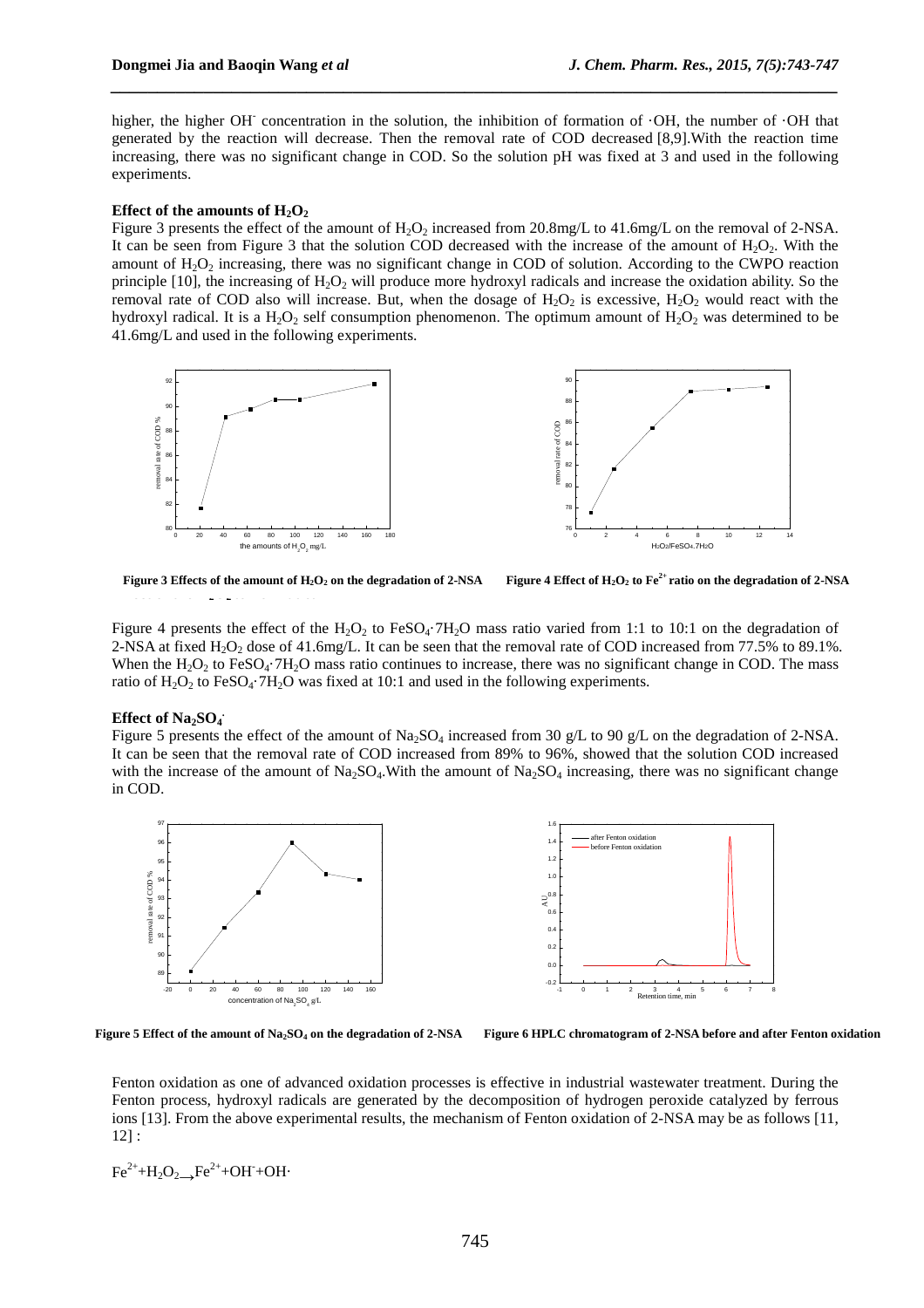higher, the higher $OH^-$ concentration in the solution, the inhibition of formation of $\cdot OH$, the number of $\cdot OH$ that generated by the reaction will decrease. Then the removal rate of COD decreased [8,9].With the reaction time increasing, there was no significant change in COD. So the solution pH was fixed at 3 and used in the following experiments.

**Effect of the amounts of $H_2O_2$**

Figure 3 presents the effect of the amount of $H_2O_2$ increased from 20.8mg/L to 41.6mg/L on the removal of 2-NSA. It can be seen from Figure 3 that the solution COD decreased with the increase of the amount of $H_2O_2$. With the amount of $H_2O_2$ increasing, there was no significant change in COD of solution. According to the CWPO reaction principle [10], the increasing of $H_2O_2$ will produce more hydroxyl radicals and increase the oxidation ability. So the removal rate of COD also will increase. But, when the dosage of $H_2O_2$ is excessive, $H_2O_2$ would react with the hydroxyl radical. It is a $H_2O_2$ self consumption phenomenon. The optimum amount of $H_2O_2$ was determined to be 41.6mg/L and used in the following experiments.

**Figure 3 Effects of the amount of $H_2O_2$ on the degradation of 2-NSA**

**Figure 4 Effect of $H_2O_2$ to $Fe^{2+}$ ratio on the degradation of 2-NSA**

Figure 4 presents the effect of the $H_2O_2$ to $FeSO_4 \cdot 7H_2O$ mass ratio varied from 1:1 to 10:1 on the degradation of 2-NSA at fixed $H_2O_2$ dose of 41.6mg/L. It can be seen that the removal rate of COD increased from 77.5% to 89.1%. When the $H_2O_2$ to $FeSO_4 \cdot 7H_2O$ mass ratio continues to increase, there was no significant change in COD. The mass ratio of $H_2O_2$ to $FeSO_4 \cdot 7H_2O$ was fixed at 10:1 and used in the following experiments.

**Effect of $Na_2SO_4$**

Figure 5 presents the effect of the amount of $Na_2SO_4$ increased from 30 g/L to 90 g/L on the degradation of 2-NSA. It can be seen that the removal rate of COD increased from 89% to 96%, showed that the solution COD increased with the increase of the amount of $Na_2SO_4$.With the amount of $Na_2SO_4$ increasing, there was no significant change in COD.

**Figure 5 Effect of the amount of $Na_2SO_4$ on the degradation of 2-NSA**

**Figure 6 HPLC chromatogram of 2-NSA before and after Fenton oxidation**

Fenton oxidation as one of advanced oxidation processes is effective in industrial wastewater treatment. During the Fenton process, hydroxyl radicals are generated by the decomposition of hydrogen peroxide catalyzed by ferrous ions [13]. From the above experimental results, the mechanism of Fenton oxidation of 2-NSA may be as follows [11, 12] :

$$Fe^{2+} + H_2O_2 \rightarrow Fe^{2+} + OH^- + OH\cdot$$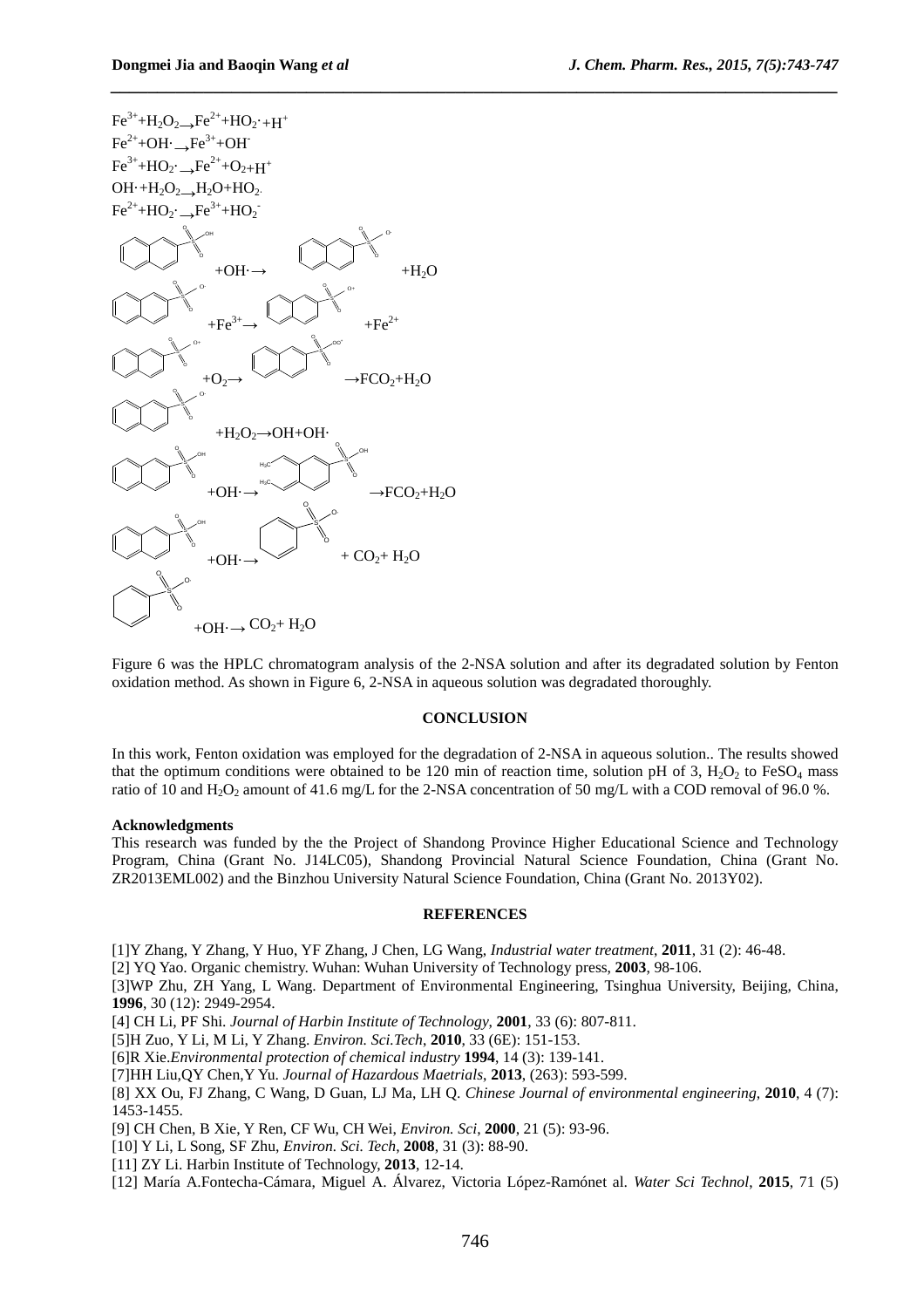$Fe^{3+}+H_2O_2 \rightarrow Fe^{2+}+HO_2\cdot+H^+$

$Fe^{2+}+OH\cdot \rightarrow Fe^{3+}+OH^-$

$Fe^{3+}+HO_2\cdot \rightarrow Fe^{2+}+O_2+H^+$

$OH\cdot+H_2O_2 \rightarrow H_2O+HO_2\cdot$

$Fe^{2+}+HO_2\cdot \rightarrow Fe^{3+}+HO_2^-$

+OH· → +$H_2O$

+$Fe^{3+}$ → +$Fe^{2+}$

+$O_2$ → →$FCO_2+H_2O$

+$H_2O_2$→OH+OH·

+OH· → →$FCO_2+H_2O$

+OH· → + $CO_2$+ $H_2O$

+OH· → $CO_2$+ $H_2O$

Figure 6 was the HPLC chromatogram analysis of the 2-NSA solution and after its degradated solution by Fenton oxidation method. As shown in Figure 6, 2-NSA in aqueous solution was degradated thoroughly.

## CONCLUSION

In this work, Fenton oxidation was employed for the degradation of 2-NSA in aqueous solution.. The results showed that the optimum conditions were obtained to be 120 min of reaction time, solution pH of 3, $H_2O_2$ to $FeSO_4$ mass ratio of 10 and $H_2O_2$ amount of 41.6 mg/L for the 2-NSA concentration of 50 mg/L with a COD removal of 96.0 %.

**Acknowledgments**

This research was funded by the the Project of Shandong Province Higher Educational Science and Technology Program, China (Grant No. J14LC05), Shandong Provincial Natural Science Foundation, China (Grant No. ZR2013EML002) and the Binzhou University Natural Science Foundation, China (Grant No. 2013Y02).

## REFERENCES

[1]Y Zhang, Y Zhang, Y Huo, YF Zhang, J Chen, LG Wang, *Industrial water treatment*, **2011**, 31 (2): 46-48.

[2] YQ Yao. Organic chemistry. Wuhan: Wuhan University of Technology press, **2003**, 98-106.

[3]WP Zhu, ZH Yang, L Wang. Department of Environmental Engineering, Tsinghua University, Beijing, China, **1996**, 30 (12): 2949-2954.

[4] CH Li, PF Shi. *Journal of Harbin Institute of Technology*, **2001**, 33 (6): 807-811.

[5]H Zuo, Y Li, M Li, Y Zhang. *Environ. Sci.Tech*, **2010**, 33 (6E): 151-153.

[6]R Xie.*Environmental protection of chemical industry* **1994**, 14 (3): 139-141.

[7]HH Liu,QY Chen,Y Yu. *Journal of Hazardous Maetrials*, **2013**, (263): 593-599.

[8] XX Ou, FJ Zhang, C Wang, D Guan, LJ Ma, LH Q. *Chinese Journal of environmental engineering*, **2010**, 4 (7): 1453-1455.

[9] CH Chen, B Xie, Y Ren, CF Wu, CH Wei, *Environ. Sci*, **2000**, 21 (5): 93-96.

[10] Y Li, L Song, SF Zhu, *Environ. Sci. Tech*, **2008**, 31 (3): 88-90.

[11] ZY Li. Harbin Institute of Technology, **2013**, 12-14.

[12] María A.Fontecha-Cámara, Miguel A. Álvarez, Victoria López-Ramónet al. *Water Sci Technol*, **2015**, 71 (5)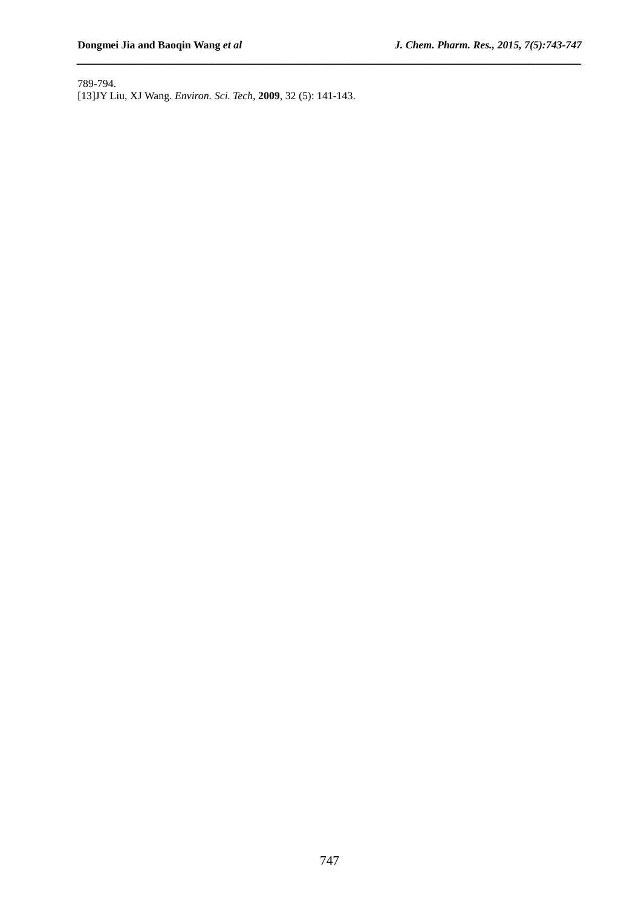789-794.

[13]JY Liu, XJ Wang. *Environ. Sci. Tech*, **2009**, 32 (5): 141-143.